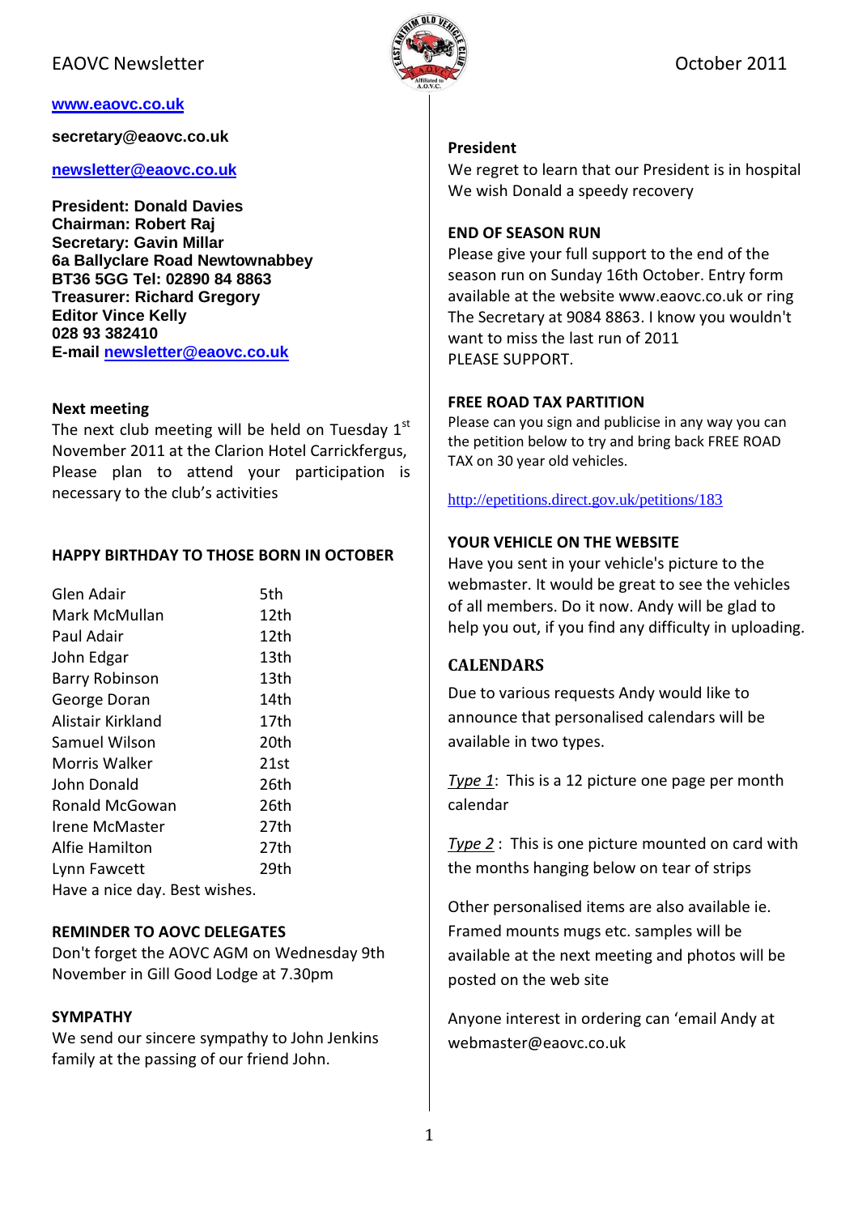EAOVC Newsletter

October 2011

**[www.eaovc.co.uk](http://www.eaovc.co.uk)**

**secretary@eaovc.co.uk**

**[newsletter@eaovc.co.uk](mailto:newsletter@eaovc.co.uk)**

**President: Donald Davies**
**Chairman: Robert Raj**
**Secretary: Gavin Millar**
**6a Ballyclare Road Newtownabbey**
**BT36 5GG Tel: 02890 84 8863**
**Treasurer: Richard Gregory**
**Editor Vince Kelly**
**028 93 382410**
**E-mail [newsletter@eaovc.co.uk](mailto:newsletter@eaovc.co.uk)**

### Next meeting

The next club meeting will be held on Tuesday 1st November 2011 at the Clarion Hotel Carrickfergus, Please plan to attend your participation is necessary to the club's activities

### HAPPY BIRTHDAY TO THOSE BORN IN OCTOBER

| | |
|---|---|
| Glen Adair | 5th |
| Mark McMullan | 12th |
| Paul Adair | 12th |
| John Edgar | 13th |
| Barry Robinson | 13th |
| George Doran | 14th |
| Alistair Kirkland | 17th |
| Samuel Wilson | 20th |
| Morris Walker | 21st |
| John Donald | 26th |
| Ronald McGowan | 26th |
| Irene McMaster | 27th |
| Alfie Hamilton | 27th |
| Lynn Fawcett | 29th |

Have a nice day. Best wishes.

### REMINDER TO AOVC DELEGATES

Don't forget the AOVC AGM on Wednesday 9th November in Gill Good Lodge at 7.30pm

### SYMPATHY

We send our sincere sympathy to John Jenkins family at the passing of our friend John.

### President

We regret to learn that our President is in hospital
We wish Donald a speedy recovery

### END OF SEASON RUN

Please give your full support to the end of the season run on Sunday 16th October. Entry form available at the website www.eaovc.co.uk or ring The Secretary at 9084 8863. I know you wouldn't want to miss the last run of 2011
PLEASE SUPPORT.

### FREE ROAD TAX PARTITION

Please can you sign and publicise in any way you can the petition below to try and bring back FREE ROAD TAX on 30 year old vehicles.

[http://epetitions.direct.gov.uk/petitions/183](http://epetitions.direct.gov.uk/petitions/183)

### YOUR VEHICLE ON THE WEBSITE

Have you sent in your vehicle's picture to the webmaster. It would be great to see the vehicles of all members. Do it now. Andy will be glad to help you out, if you find any difficulty in uploading.

### CALENDARS

Due to various requests Andy would like to announce that personalised calendars will be available in two types.

*Type 1*: This is a 12 picture one page per month calendar

*Type 2* : This is one picture mounted on card with the months hanging below on tear of strips

Other personalised items are also available ie. Framed mounts mugs etc. samples will be available at the next meeting and photos will be posted on the web site

Anyone interest in ordering can 'email Andy at webmaster@eaovc.co.uk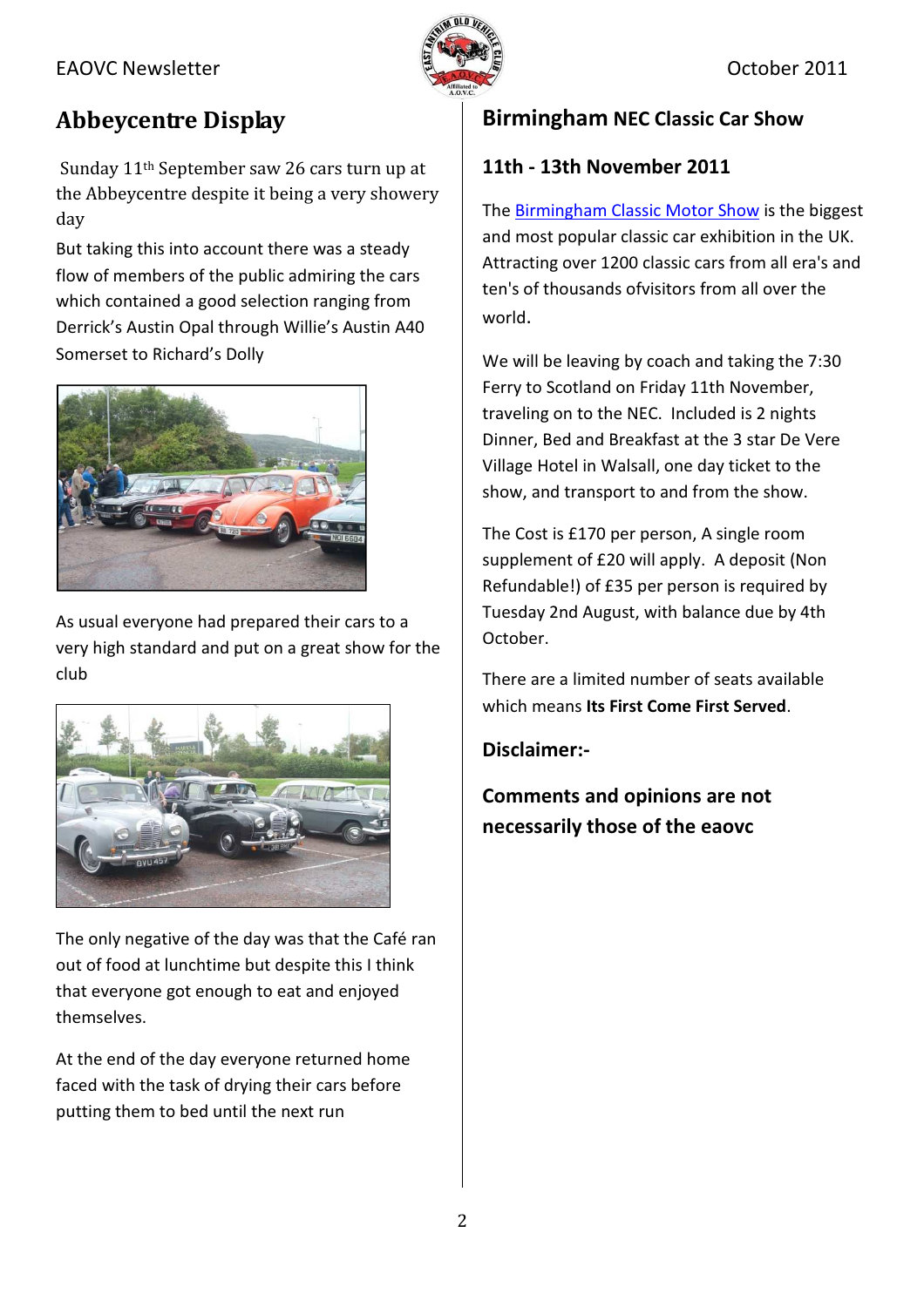# Abbeycentre Display

Sunday 11th September saw 26 cars turn up at the Abbeycentre despite it being a very showery day

But taking this into account there was a steady flow of members of the public admiring the cars which contained a good selection ranging from Derrick's Austin Opal through Willie's Austin A40 Somerset to Richard's Dolly

As usual everyone had prepared their cars to a very high standard and put on a great show for the club

The only negative of the day was that the Café ran out of food at lunchtime but despite this I think that everyone got enough to eat and enjoyed themselves.

At the end of the day everyone returned home faced with the task of drying their cars before putting them to bed until the next run

## Birmingham NEC Classic Car Show

### 11th - 13th November 2011

The Birmingham Classic Motor Show is the biggest and most popular classic car exhibition in the UK. Attracting over 1200 classic cars from all era's and ten's of thousands ofvisitors from all over the world.

We will be leaving by coach and taking the 7:30 Ferry to Scotland on Friday 11th November, traveling on to the NEC. Included is 2 nights Dinner, Bed and Breakfast at the 3 star De Vere Village Hotel in Walsall, one day ticket to the show, and transport to and from the show.

The Cost is £170 per person, A single room supplement of £20 will apply. A deposit (Non Refundable!) of £35 per person is required by Tuesday 2nd August, with balance due by 4th October.

There are a limited number of seats available which means **Its First Come First Served**.

### Disclaimer:-

### Comments and opinions are not necessarily those of the eaovc